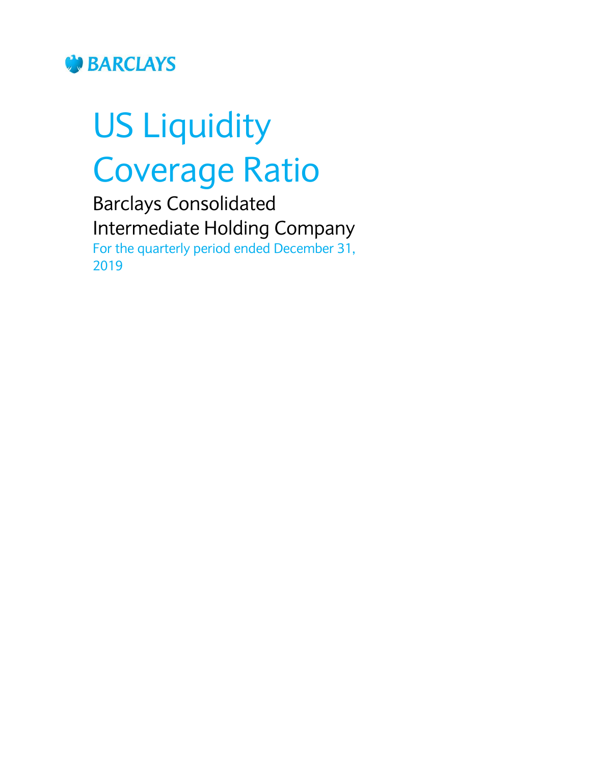BARCLAYS

# US Liquidity Coverage Ratio

## Barclays Consolidated Intermediate Holding Company

For the quarterly period ended December 31, 2019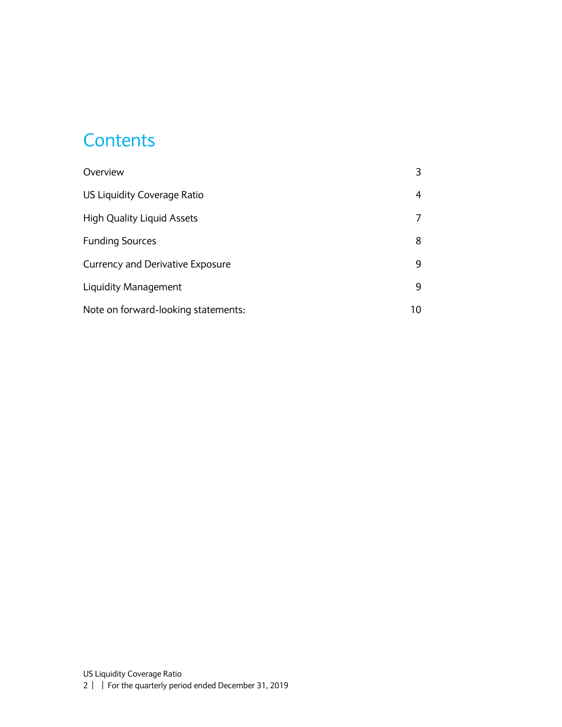# Contents

| | |
|---|---|
| Overview | 3 |
| US Liquidity Coverage Ratio | 4 |
| High Quality Liquid Assets | 7 |
| Funding Sources | 8 |
| Currency and Derivative Exposure | 9 |
| Liquidity Management | 9 |
| Note on forward-looking statements: | 10 |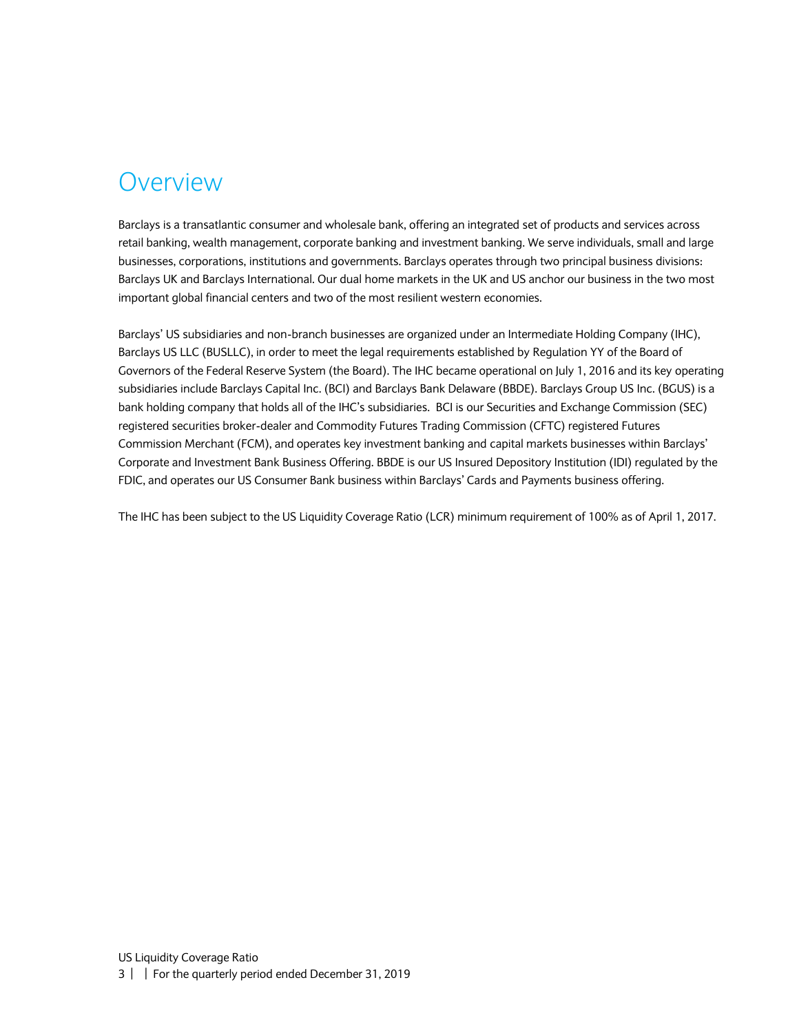# Overview

Barclays is a transatlantic consumer and wholesale bank, offering an integrated set of products and services across retail banking, wealth management, corporate banking and investment banking. We serve individuals, small and large businesses, corporations, institutions and governments. Barclays operates through two principal business divisions: Barclays UK and Barclays International. Our dual home markets in the UK and US anchor our business in the two most important global financial centers and two of the most resilient western economies.

Barclays' US subsidiaries and non-branch businesses are organized under an Intermediate Holding Company (IHC), Barclays US LLC (BUSLLC), in order to meet the legal requirements established by Regulation YY of the Board of Governors of the Federal Reserve System (the Board). The IHC became operational on July 1, 2016 and its key operating subsidiaries include Barclays Capital Inc. (BCI) and Barclays Bank Delaware (BBDE). Barclays Group US Inc. (BGUS) is a bank holding company that holds all of the IHC's subsidiaries. BCI is our Securities and Exchange Commission (SEC) registered securities broker-dealer and Commodity Futures Trading Commission (CFTC) registered Futures Commission Merchant (FCM), and operates key investment banking and capital markets businesses within Barclays' Corporate and Investment Bank Business Offering. BBDE is our US Insured Depository Institution (IDI) regulated by the FDIC, and operates our US Consumer Bank business within Barclays' Cards and Payments business offering.

The IHC has been subject to the US Liquidity Coverage Ratio (LCR) minimum requirement of 100% as of April 1, 2017.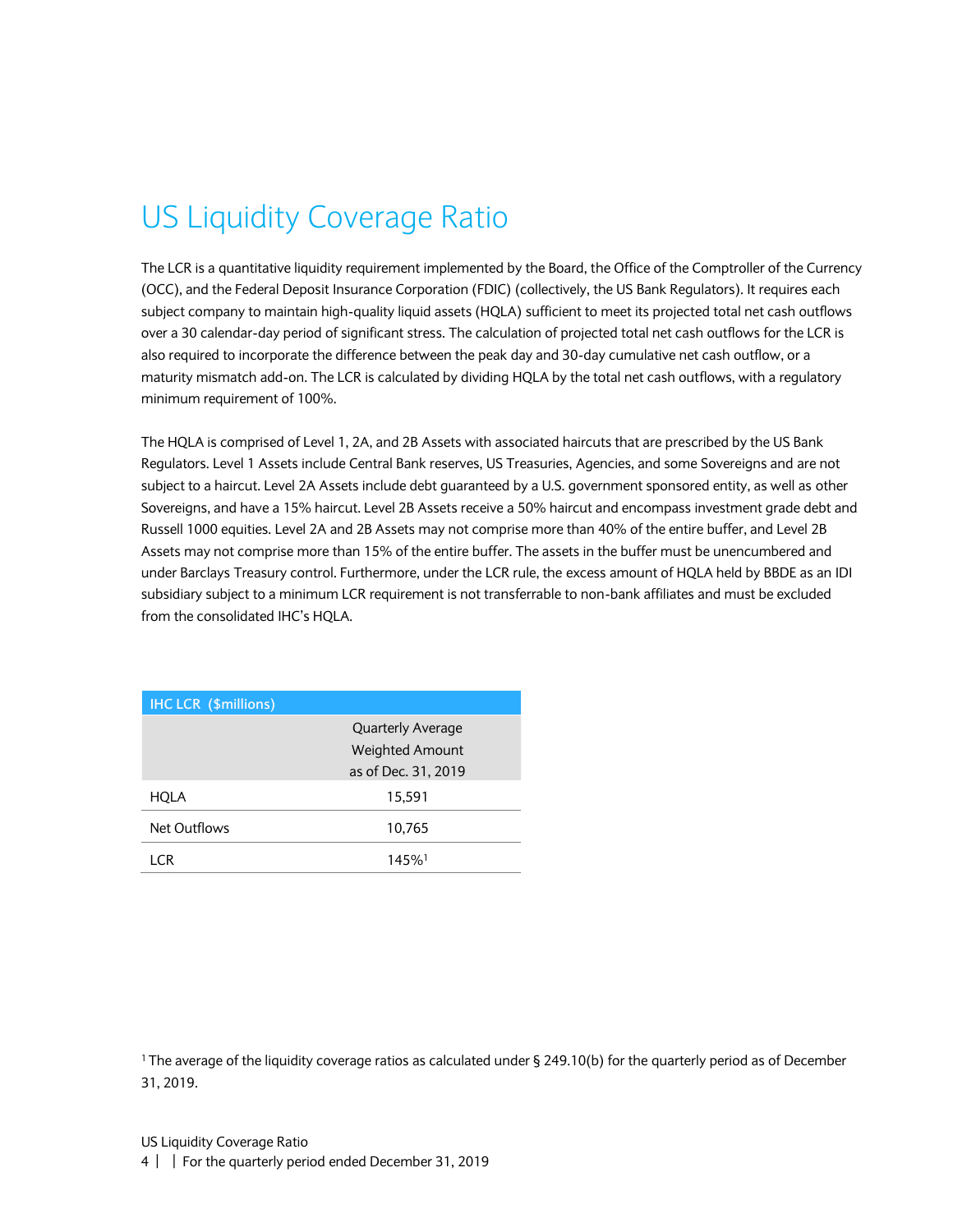# US Liquidity Coverage Ratio

The LCR is a quantitative liquidity requirement implemented by the Board, the Office of the Comptroller of the Currency (OCC), and the Federal Deposit Insurance Corporation (FDIC) (collectively, the US Bank Regulators). It requires each subject company to maintain high-quality liquid assets (HQLA) sufficient to meet its projected total net cash outflows over a 30 calendar-day period of significant stress. The calculation of projected total net cash outflows for the LCR is also required to incorporate the difference between the peak day and 30-day cumulative net cash outflow, or a maturity mismatch add-on. The LCR is calculated by dividing HQLA by the total net cash outflows, with a regulatory minimum requirement of 100%.

The HQLA is comprised of Level 1, 2A, and 2B Assets with associated haircuts that are prescribed by the US Bank Regulators. Level 1 Assets include Central Bank reserves, US Treasuries, Agencies, and some Sovereigns and are not subject to a haircut. Level 2A Assets include debt guaranteed by a U.S. government sponsored entity, as well as other Sovereigns, and have a 15% haircut. Level 2B Assets receive a 50% haircut and encompass investment grade debt and Russell 1000 equities. Level 2A and 2B Assets may not comprise more than 40% of the entire buffer, and Level 2B Assets may not comprise more than 15% of the entire buffer. The assets in the buffer must be unencumbered and under Barclays Treasury control. Furthermore, under the LCR rule, the excess amount of HQLA held by BBDE as an IDI subsidiary subject to a minimum LCR requirement is not transferrable to non-bank affiliates and must be excluded from the consolidated IHC's HQLA.

| IHC LCR ($millions) | Quarterly Average Weighted Amount as of Dec. 31, 2019 |
|---|---|
| HQLA | 15,591 |
| Net Outflows | 10,765 |
| LCR | 145%[1] |

[1] The average of the liquidity coverage ratios as calculated under § 249.10(b) for the quarterly period as of December 31, 2019.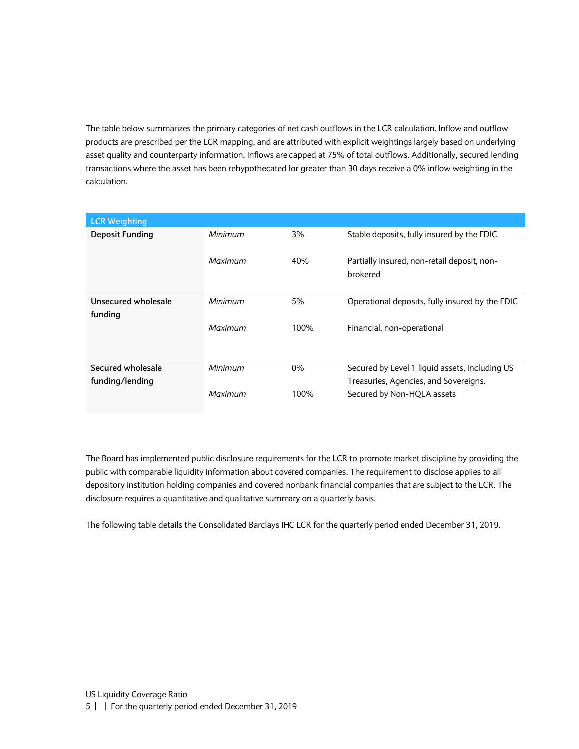The table below summarizes the primary categories of net cash outflows in the LCR calculation. Inflow and outflow products are prescribed per the LCR mapping, and are attributed with explicit weightings largely based on underlying asset quality and counterparty information. Inflows are capped at 75% of total outflows. Additionally, secured lending transactions where the asset has been rehypothecated for greater than 30 days receive a 0% inflow weighting in the calculation.

| LCR Weighting | | | |
|---|---|---|---|
| **Deposit Funding** | *Minimum* | 3% | Stable deposits, fully insured by the FDIC |
| | *Maximum* | 40% | Partially insured, non-retail deposit, non-brokered |
| **Unsecured wholesale funding** | *Minimum* | 5% | Operational deposits, fully insured by the FDIC |
| | *Maximum* | 100% | Financial, non-operational |
| **Secured wholesale funding/lending** | *Minimum* | 0% | Secured by Level 1 liquid assets, including US Treasuries, Agencies, and Sovereigns. |
| | *Maximum* | 100% | Secured by Non-HQLA assets |

The Board has implemented public disclosure requirements for the LCR to promote market discipline by providing the public with comparable liquidity information about covered companies. The requirement to disclose applies to all depository institution holding companies and covered nonbank financial companies that are subject to the LCR. The disclosure requires a quantitative and qualitative summary on a quarterly basis.

The following table details the Consolidated Barclays IHC LCR for the quarterly period ended December 31, 2019.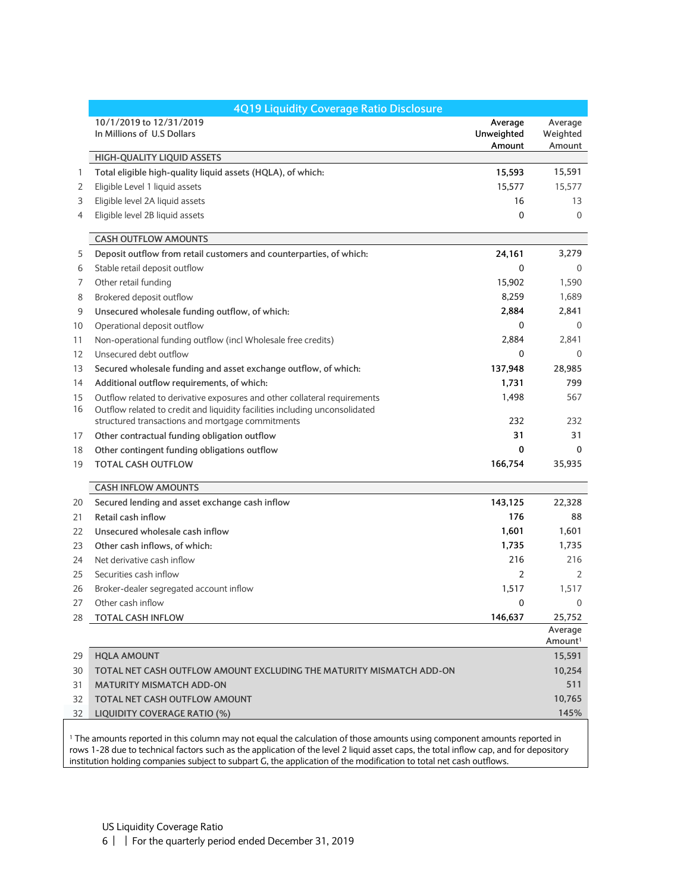## 4Q19 Liquidity Coverage Ratio Disclosure

| | 10/1/2019 to 12/31/2019<br>In Millions of U.S Dollars | Average Unweighted Amount | Average Weighted Amount |
|---|---|---|---|
| | **HIGH-QUALITY LIQUID ASSETS** | | |
| 1 | **Total eligible high-quality liquid assets (HQLA), of which:** | **15,593** | 15,591 |
| 2 | Eligible Level 1 liquid assets | 15,577 | 15,577 |
| 3 | Eligible level 2A liquid assets | 16 | 13 |
| 4 | Eligible level 2B liquid assets | 0 | 0 |
| | **CASH OUTFLOW AMOUNTS** | | |
| 5 | **Deposit outflow from retail customers and counterparties, of which:** | **24,161** | 3,279 |
| 6 | Stable retail deposit outflow | 0 | 0 |
| 7 | Other retail funding | 15,902 | 1,590 |
| 8 | Brokered deposit outflow | 8,259 | 1,689 |
| 9 | **Unsecured wholesale funding outflow, of which:** | **2,884** | 2,841 |
| 10 | Operational deposit outflow | 0 | 0 |
| 11 | Non-operational funding outflow (incl Wholesale free credits) | 2,884 | 2,841 |
| 12 | Unsecured debt outflow | 0 | 0 |
| 13 | **Secured wholesale funding and asset exchange outflow, of which:** | **137,948** | 28,985 |
| 14 | **Additional outflow requirements, of which:** | **1,731** | 799 |
| 15 | Outflow related to derivative exposures and other collateral requirements | 1,498 | 567 |
| 16 | Outflow related to credit and liquidity facilities including unconsolidated structured transactions and mortgage commitments | 232 | 232 |
| 17 | **Other contractual funding obligation outflow** | **31** | 31 |
| 18 | **Other contingent funding obligations outflow** | **0** | 0 |
| 19 | **TOTAL CASH OUTFLOW** | **166,754** | 35,935 |
| | **CASH INFLOW AMOUNTS** | | |
| 20 | **Secured lending and asset exchange cash inflow** | **143,125** | 22,328 |
| 21 | **Retail cash inflow** | **176** | 88 |
| 22 | **Unsecured wholesale cash inflow** | **1,601** | 1,601 |
| 23 | **Other cash inflows, of which:** | **1,735** | 1,735 |
| 24 | Net derivative cash inflow | 216 | 216 |
| 25 | Securities cash inflow | 2 | 2 |
| 26 | Broker-dealer segregated account inflow | 1,517 | 1,517 |
| 27 | Other cash inflow | 0 | 0 |
| 28 | **TOTAL CASH INFLOW** | **146,637** | 25,752 |
| | | | **Average Amount[1]** |
| 29 | **HQLA AMOUNT** | | **15,591** |
| 30 | **TOTAL NET CASH OUTFLOW AMOUNT EXCLUDING THE MATURITY MISMATCH ADD-ON** | | **10,254** |
| 31 | **MATURITY MISMATCH ADD-ON** | | **511** |
| 32 | **TOTAL NET CASH OUTFLOW AMOUNT** | | **10,765** |
| 32 | **LIQUIDITY COVERAGE RATIO (%)** | | **145%** |

[1] The amounts reported in this column may not equal the calculation of those amounts using component amounts reported in rows 1-28 due to technical factors such as the application of the level 2 liquid asset caps, the total inflow cap, and for depository institution holding companies subject to subpart G, the application of the modification to total net cash outflows.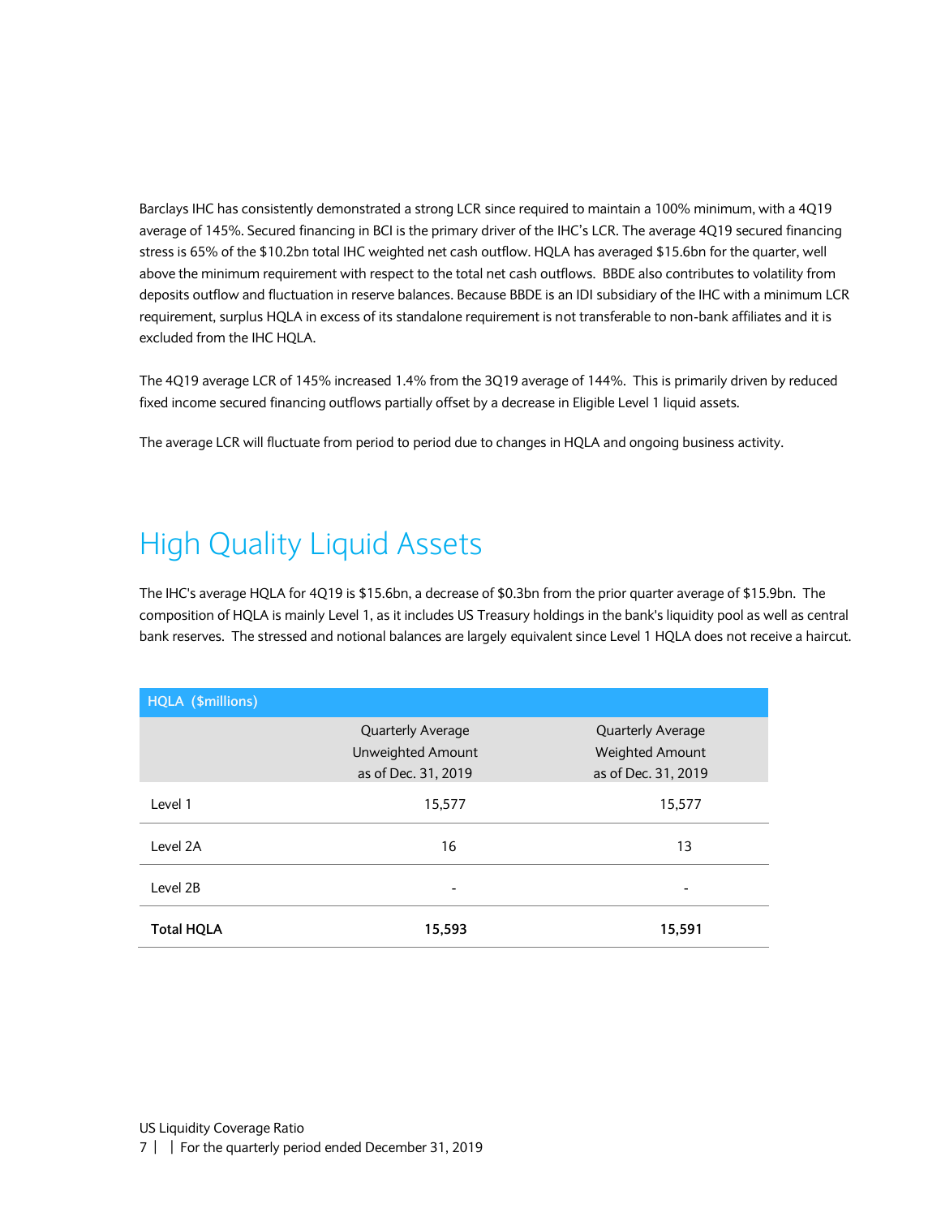Barclays IHC has consistently demonstrated a strong LCR since required to maintain a 100% minimum, with a 4Q19 average of 145%. Secured financing in BCI is the primary driver of the IHC's LCR. The average 4Q19 secured financing stress is 65% of the $10.2bn total IHC weighted net cash outflow. HQLA has averaged $15.6bn for the quarter, well above the minimum requirement with respect to the total net cash outflows. BBDE also contributes to volatility from deposits outflow and fluctuation in reserve balances. Because BBDE is an IDI subsidiary of the IHC with a minimum LCR requirement, surplus HQLA in excess of its standalone requirement is not transferable to non-bank affiliates and it is excluded from the IHC HQLA.

The 4Q19 average LCR of 145% increased 1.4% from the 3Q19 average of 144%. This is primarily driven by reduced fixed income secured financing outflows partially offset by a decrease in Eligible Level 1 liquid assets.

The average LCR will fluctuate from period to period due to changes in HQLA and ongoing business activity.

# High Quality Liquid Assets

The IHC's average HQLA for 4Q19 is $15.6bn, a decrease of $0.3bn from the prior quarter average of $15.9bn. The composition of HQLA is mainly Level 1, as it includes US Treasury holdings in the bank's liquidity pool as well as central bank reserves. The stressed and notional balances are largely equivalent since Level 1 HQLA does not receive a haircut.

| HQLA ($millions) | Quarterly Average Unweighted Amount as of Dec. 31, 2019 | Quarterly Average Weighted Amount as of Dec. 31, 2019 |
|---|---|---|
| Level 1 | 15,577 | 15,577 |
| Level 2A | 16 | 13 |
| Level 2B | - | - |
| **Total HQLA** | **15,593** | **15,591** |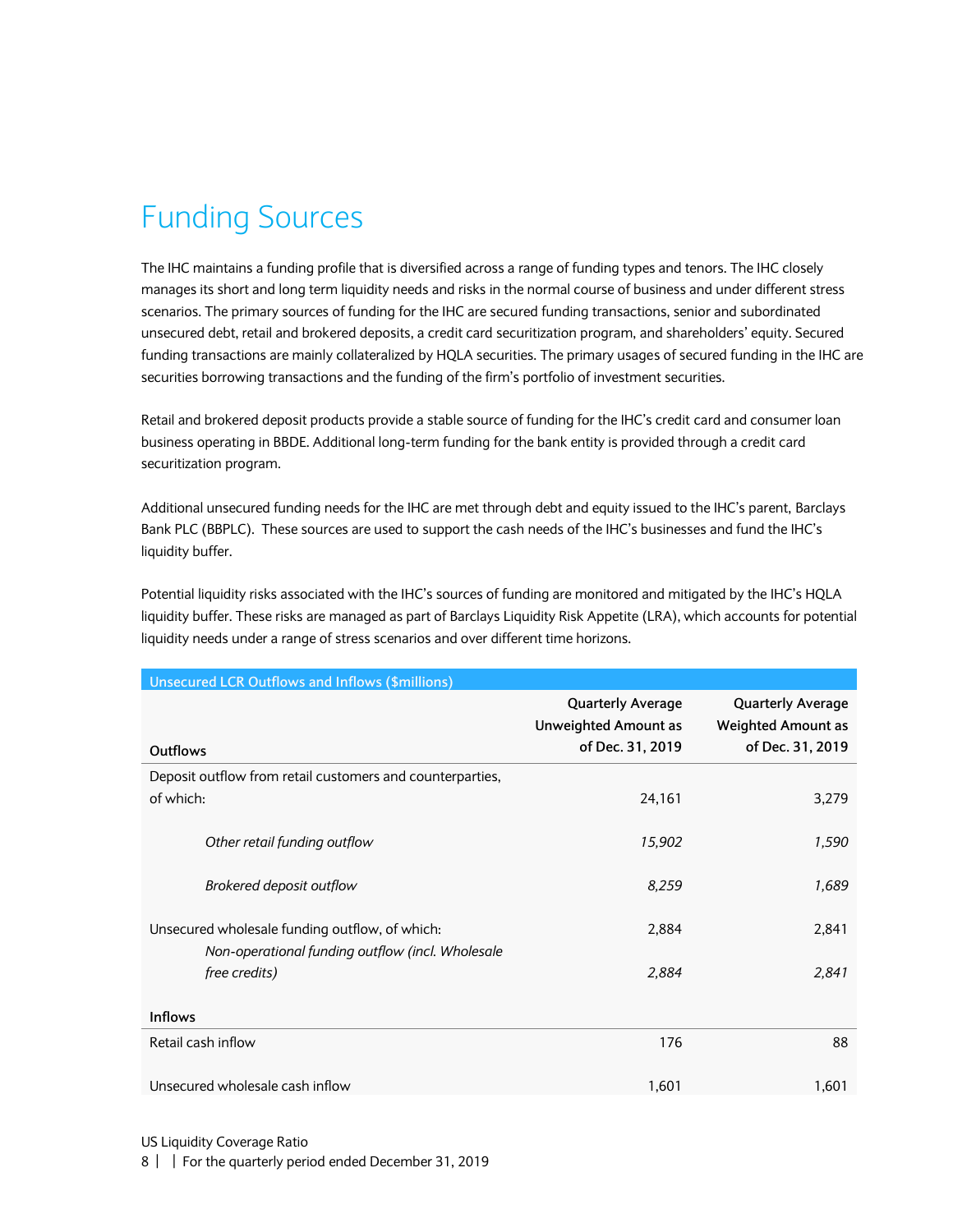# Funding Sources

The IHC maintains a funding profile that is diversified across a range of funding types and tenors. The IHC closely manages its short and long term liquidity needs and risks in the normal course of business and under different stress scenarios. The primary sources of funding for the IHC are secured funding transactions, senior and subordinated unsecured debt, retail and brokered deposits, a credit card securitization program, and shareholders' equity. Secured funding transactions are mainly collateralized by HQLA securities. The primary usages of secured funding in the IHC are securities borrowing transactions and the funding of the firm's portfolio of investment securities.

Retail and brokered deposit products provide a stable source of funding for the IHC's credit card and consumer loan business operating in BBDE. Additional long-term funding for the bank entity is provided through a credit card securitization program.

Additional unsecured funding needs for the IHC are met through debt and equity issued to the IHC's parent, Barclays Bank PLC (BBPLC). These sources are used to support the cash needs of the IHC's businesses and fund the IHC's liquidity buffer.

Potential liquidity risks associated with the IHC's sources of funding are monitored and mitigated by the IHC's HQLA liquidity buffer. These risks are managed as part of Barclays Liquidity Risk Appetite (LRA), which accounts for potential liquidity needs under a range of stress scenarios and over different time horizons.

| Unsecured LCR Outflows and Inflows ($millions) | | |
|---|---|---|
| **Outflows** | **Quarterly Average Unweighted Amount as of Dec. 31, 2019** | **Quarterly Average Weighted Amount as of Dec. 31, 2019** |
| Deposit outflow from retail customers and counterparties, of which: | 24,161 | 3,279 |
| *Other retail funding outflow* | *15,902* | *1,590* |
| *Brokered deposit outflow* | *8,259* | *1,689* |
| Unsecured wholesale funding outflow, of which: | 2,884 | 2,841 |
| *Non-operational funding outflow (incl. Wholesale free credits)* | *2,884* | *2,841* |
| **Inflows** | | |
| Retail cash inflow | 176 | 88 |
| Unsecured wholesale cash inflow | 1,601 | 1,601 |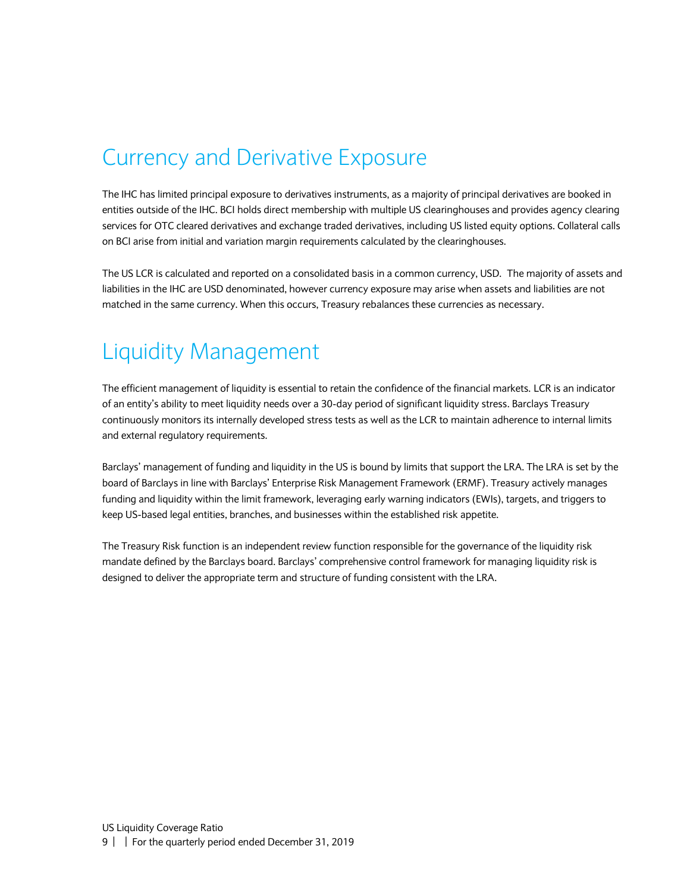# Currency and Derivative Exposure

The IHC has limited principal exposure to derivatives instruments, as a majority of principal derivatives are booked in entities outside of the IHC. BCI holds direct membership with multiple US clearinghouses and provides agency clearing services for OTC cleared derivatives and exchange traded derivatives, including US listed equity options. Collateral calls on BCI arise from initial and variation margin requirements calculated by the clearinghouses.

The US LCR is calculated and reported on a consolidated basis in a common currency, USD. The majority of assets and liabilities in the IHC are USD denominated, however currency exposure may arise when assets and liabilities are not matched in the same currency. When this occurs, Treasury rebalances these currencies as necessary.

# Liquidity Management

The efficient management of liquidity is essential to retain the confidence of the financial markets. LCR is an indicator of an entity's ability to meet liquidity needs over a 30-day period of significant liquidity stress. Barclays Treasury continuously monitors its internally developed stress tests as well as the LCR to maintain adherence to internal limits and external regulatory requirements.

Barclays' management of funding and liquidity in the US is bound by limits that support the LRA. The LRA is set by the board of Barclays in line with Barclays' Enterprise Risk Management Framework (ERMF). Treasury actively manages funding and liquidity within the limit framework, leveraging early warning indicators (EWIs), targets, and triggers to keep US-based legal entities, branches, and businesses within the established risk appetite.

The Treasury Risk function is an independent review function responsible for the governance of the liquidity risk mandate defined by the Barclays board. Barclays' comprehensive control framework for managing liquidity risk is designed to deliver the appropriate term and structure of funding consistent with the LRA.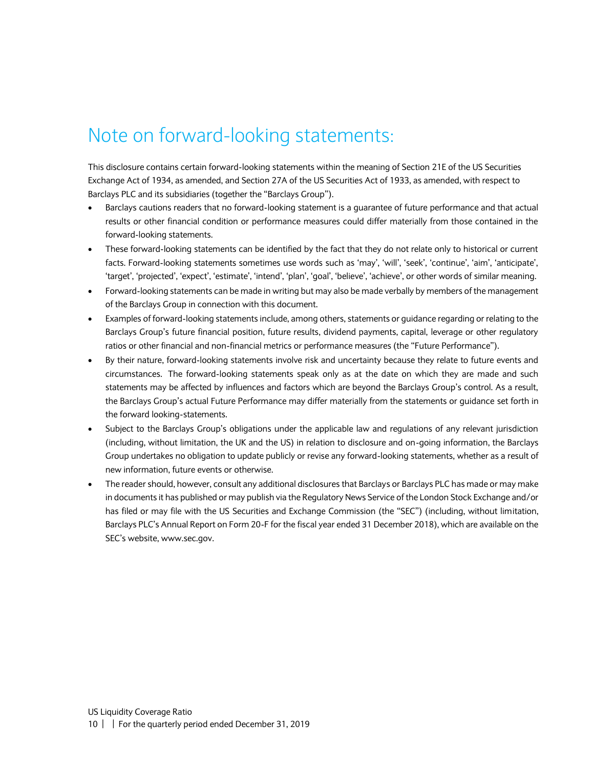# Note on forward-looking statements:

This disclosure contains certain forward-looking statements within the meaning of Section 21E of the US Securities Exchange Act of 1934, as amended, and Section 27A of the US Securities Act of 1933, as amended, with respect to Barclays PLC and its subsidiaries (together the "Barclays Group").

- Barclays cautions readers that no forward-looking statement is a guarantee of future performance and that actual results or other financial condition or performance measures could differ materially from those contained in the forward-looking statements.
- These forward-looking statements can be identified by the fact that they do not relate only to historical or current facts. Forward-looking statements sometimes use words such as 'may', 'will', 'seek', 'continue', 'aim', 'anticipate', 'target', 'projected', 'expect', 'estimate', 'intend', 'plan', 'goal', 'believe', 'achieve', or other words of similar meaning.
- Forward-looking statements can be made in writing but may also be made verbally by members of the management of the Barclays Group in connection with this document.
- Examples of forward-looking statements include, among others, statements or guidance regarding or relating to the Barclays Group's future financial position, future results, dividend payments, capital, leverage or other regulatory ratios or other financial and non-financial metrics or performance measures (the "Future Performance").
- By their nature, forward-looking statements involve risk and uncertainty because they relate to future events and circumstances. The forward-looking statements speak only as at the date on which they are made and such statements may be affected by influences and factors which are beyond the Barclays Group's control. As a result, the Barclays Group's actual Future Performance may differ materially from the statements or guidance set forth in the forward looking-statements.
- Subject to the Barclays Group's obligations under the applicable law and regulations of any relevant jurisdiction (including, without limitation, the UK and the US) in relation to disclosure and on-going information, the Barclays Group undertakes no obligation to update publicly or revise any forward-looking statements, whether as a result of new information, future events or otherwise.
- The reader should, however, consult any additional disclosures that Barclays or Barclays PLC has made or may make in documents it has published or may publish via the Regulatory News Service of the London Stock Exchange and/or has filed or may file with the US Securities and Exchange Commission (the "SEC") (including, without limitation, Barclays PLC's Annual Report on Form 20-F for the fiscal year ended 31 December 2018), which are available on the SEC's website, www.sec.gov.